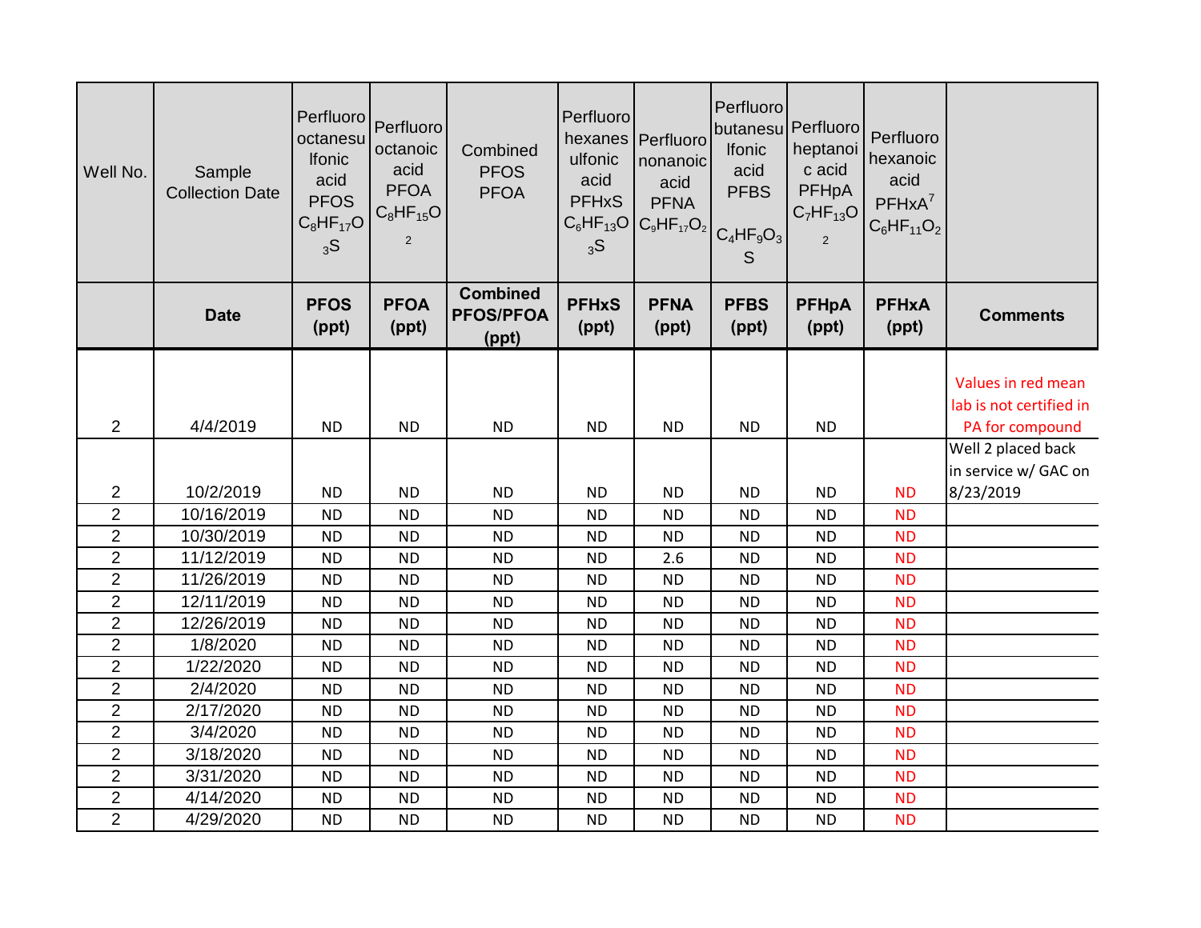| Well No. | Sample Collection Date | Perfluoro octanesulfonic acid PFOS $C_8HF_{17}O_3S$ | Perfluoro octanoic acid PFOA $C_8HF_{15}O_2$ | Combined PFOS PFOA | Perfluoro hexanesulfonic acid PFHxS $C_6HF_{13}O_3S$ | Perfluoro nonanoic acid PFNA $C_9HF_{17}O_2$ | Perfluoro butanesulfonic acid PFBS $C_4HF_9O_3S$ | Perfluoro heptanoic acid PFHpA $C_7HF_{13}O_2$ | Perfluoro hexanoic acid PFHxA[7] $C_6HF_{11}O_2$ | |
|---|---|---|---|---|---|---|---|---|---|---|
| | **Date** | **PFOS (ppt)** | **PFOA (ppt)** | **Combined PFOS/PFOA (ppt)** | **PFHxS (ppt)** | **PFNA (ppt)** | **PFBS (ppt)** | **PFHpA (ppt)** | **PFHxA (ppt)** | **Comments** |
| 2 | 4/4/2019 | ND | ND | ND | ND | ND | ND | ND | | Values in red mean lab is not certified in PA for compound |
| 2 | 10/2/2019 | ND | ND | ND | ND | ND | ND | ND | ND | Well 2 placed back in service w/ GAC on 8/23/2019 |
| 2 | 10/16/2019 | ND | ND | ND | ND | ND | ND | ND | ND | |
| 2 | 10/30/2019 | ND | ND | ND | ND | ND | ND | ND | ND | |
| 2 | 11/12/2019 | ND | ND | ND | ND | 2.6 | ND | ND | ND | |
| 2 | 11/26/2019 | ND | ND | ND | ND | ND | ND | ND | ND | |
| 2 | 12/11/2019 | ND | ND | ND | ND | ND | ND | ND | ND | |
| 2 | 12/26/2019 | ND | ND | ND | ND | ND | ND | ND | ND | |
| 2 | 1/8/2020 | ND | ND | ND | ND | ND | ND | ND | ND | |
| 2 | 1/22/2020 | ND | ND | ND | ND | ND | ND | ND | ND | |
| 2 | 2/4/2020 | ND | ND | ND | ND | ND | ND | ND | ND | |
| 2 | 2/17/2020 | ND | ND | ND | ND | ND | ND | ND | ND | |
| 2 | 3/4/2020 | ND | ND | ND | ND | ND | ND | ND | ND | |
| 2 | 3/18/2020 | ND | ND | ND | ND | ND | ND | ND | ND | |
| 2 | 3/31/2020 | ND | ND | ND | ND | ND | ND | ND | ND | |
| 2 | 4/14/2020 | ND | ND | ND | ND | ND | ND | ND | ND | |
| 2 | 4/29/2020 | ND | ND | ND | ND | ND | ND | ND | ND | |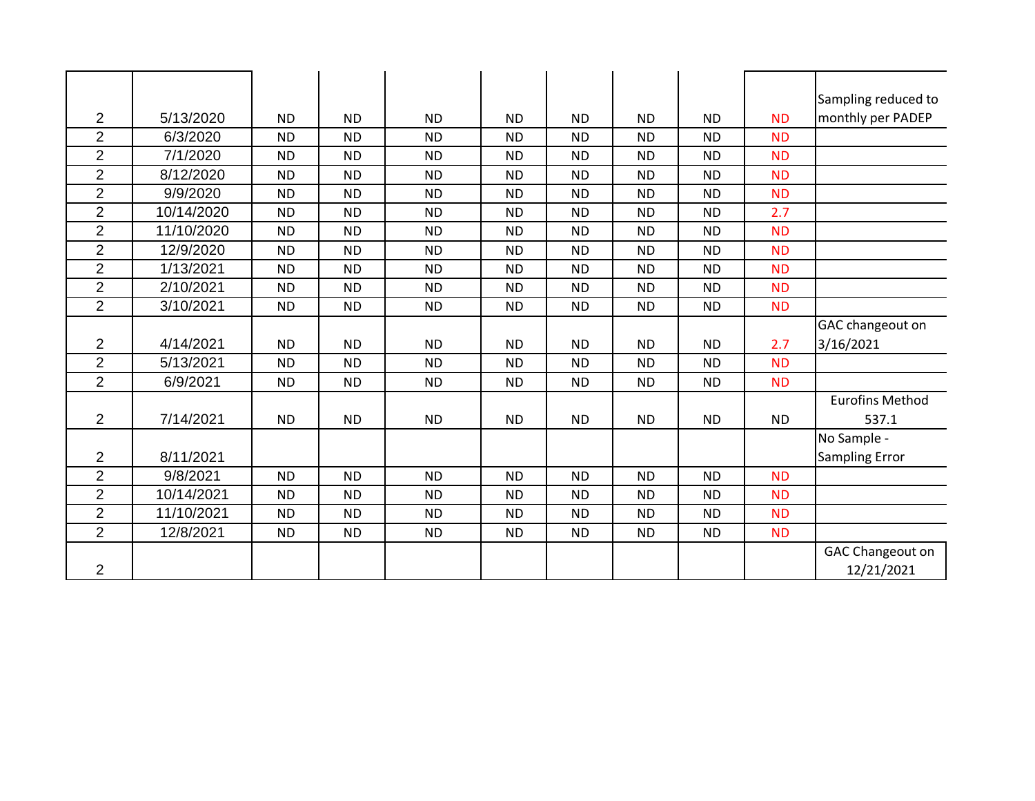| | | | | | | | | | | |
|---|---|---|---|---|---|---|---|---|---|---|
| 2 | 5/13/2020 | ND | ND | ND | ND | ND | ND | ND | ND | Sampling reduced to monthly per PADEP |
| 2 | 6/3/2020 | ND | ND | ND | ND | ND | ND | ND | ND | |
| 2 | 7/1/2020 | ND | ND | ND | ND | ND | ND | ND | ND | |
| 2 | 8/12/2020 | ND | ND | ND | ND | ND | ND | ND | ND | |
| 2 | 9/9/2020 | ND | ND | ND | ND | ND | ND | ND | ND | |
| 2 | 10/14/2020 | ND | ND | ND | ND | ND | ND | ND | 2.7 | |
| 2 | 11/10/2020 | ND | ND | ND | ND | ND | ND | ND | ND | |
| 2 | 12/9/2020 | ND | ND | ND | ND | ND | ND | ND | ND | |
| 2 | 1/13/2021 | ND | ND | ND | ND | ND | ND | ND | ND | |
| 2 | 2/10/2021 | ND | ND | ND | ND | ND | ND | ND | ND | |
| 2 | 3/10/2021 | ND | ND | ND | ND | ND | ND | ND | ND | |
| 2 | 4/14/2021 | ND | ND | ND | ND | ND | ND | ND | 2.7 | GAC changeout on 3/16/2021 |
| 2 | 5/13/2021 | ND | ND | ND | ND | ND | ND | ND | ND | |
| 2 | 6/9/2021 | ND | ND | ND | ND | ND | ND | ND | ND | |
| 2 | 7/14/2021 | ND | ND | ND | ND | ND | ND | ND | ND | Eurofins Method 537.1 |
| 2 | 8/11/2021 | | | | | | | | | No Sample - Sampling Error |
| 2 | 9/8/2021 | ND | ND | ND | ND | ND | ND | ND | ND | |
| 2 | 10/14/2021 | ND | ND | ND | ND | ND | ND | ND | ND | |
| 2 | 11/10/2021 | ND | ND | ND | ND | ND | ND | ND | ND | |
| 2 | 12/8/2021 | ND | ND | ND | ND | ND | ND | ND | ND | |
| 2 | | | | | | | | | | GAC Changeout on 12/21/2021 |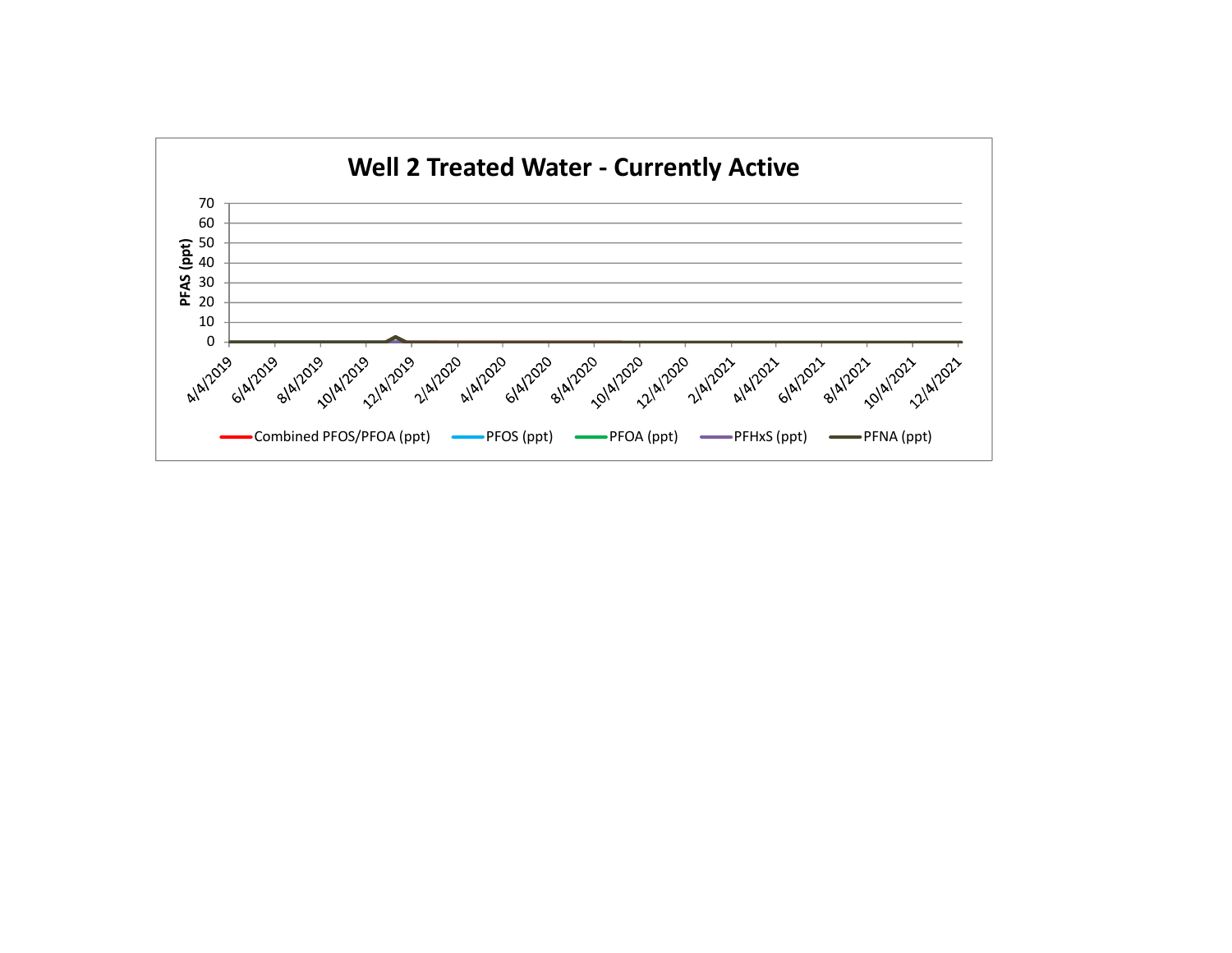## Well 2 Treated Water - Currently Active

PFAS (ppt)

70
60
50
40
30
20
10
0

4/4/2019
6/4/2019
8/4/2019
10/4/2019
12/4/2019
2/4/2020
4/4/2020
6/4/2020
8/4/2020
10/4/2020
12/4/2020
2/4/2021
4/4/2021
6/4/2021
8/4/2021
10/4/2021
12/4/2021

Combined PFOS/PFOA (ppt)
PFOS (ppt)
PFOA (ppt)
PFHxS (ppt)
PFNA (ppt)